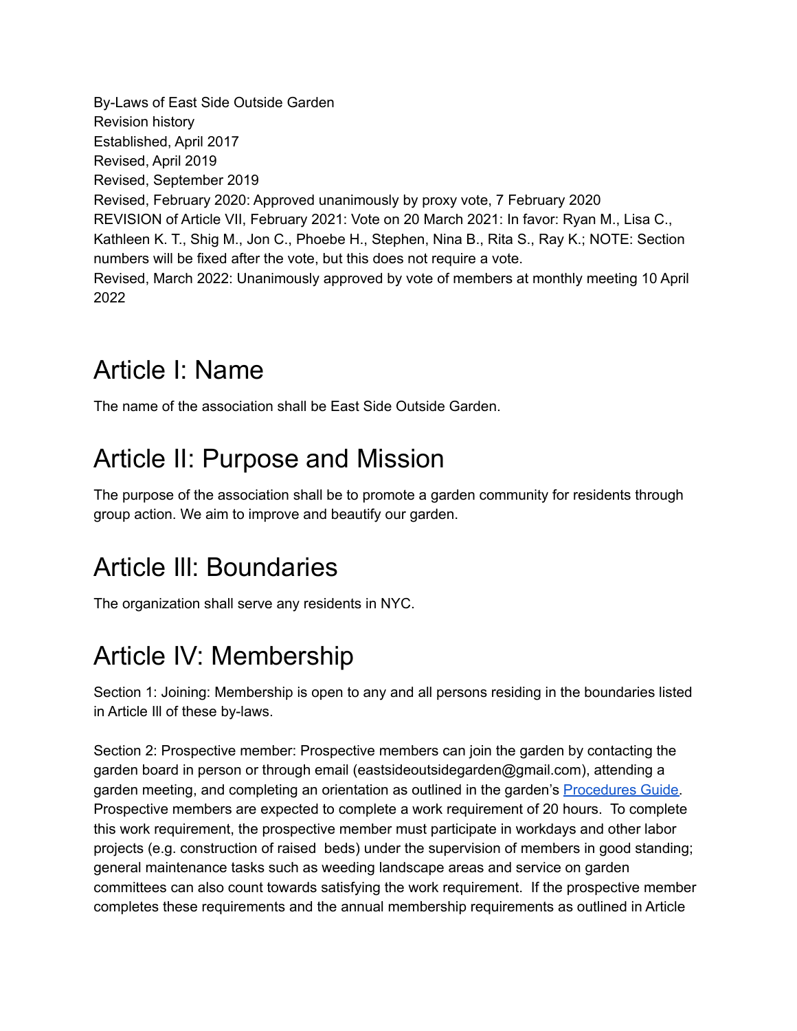By-Laws of East Side Outside Garden
Revision history
Established, April 2017
Revised, April 2019
Revised, September 2019
Revised, February 2020: Approved unanimously by proxy vote, 7 February 2020
REVISION of Article VII, February 2021: Vote on 20 March 2021: In favor: Ryan M., Lisa C., Kathleen K. T., Shig M., Jon C., Phoebe H., Stephen, Nina B., Rita S., Ray K.; NOTE: Section numbers will be fixed after the vote, but this does not require a vote.
Revised, March 2022: Unanimously approved by vote of members at monthly meeting 10 April 2022

# Article I: Name

The name of the association shall be East Side Outside Garden.

# Article II: Purpose and Mission

The purpose of the association shall be to promote a garden community for residents through group action. We aim to improve and beautify our garden.

# Article III: Boundaries

The organization shall serve any residents in NYC.

# Article IV: Membership

Section 1: Joining: Membership is open to any and all persons residing in the boundaries listed in Article III of these by-laws.

Section 2: Prospective member: Prospective members can join the garden by contacting the garden board in person or through email (eastsideoutsidegarden@gmail.com), attending a garden meeting, and completing an orientation as outlined in the garden's Procedures Guide. Prospective members are expected to complete a work requirement of 20 hours. To complete this work requirement, the prospective member must participate in workdays and other labor projects (e.g. construction of raised beds) under the supervision of members in good standing; general maintenance tasks such as weeding landscape areas and service on garden committees can also count towards satisfying the work requirement. If the prospective member completes these requirements and the annual membership requirements as outlined in Article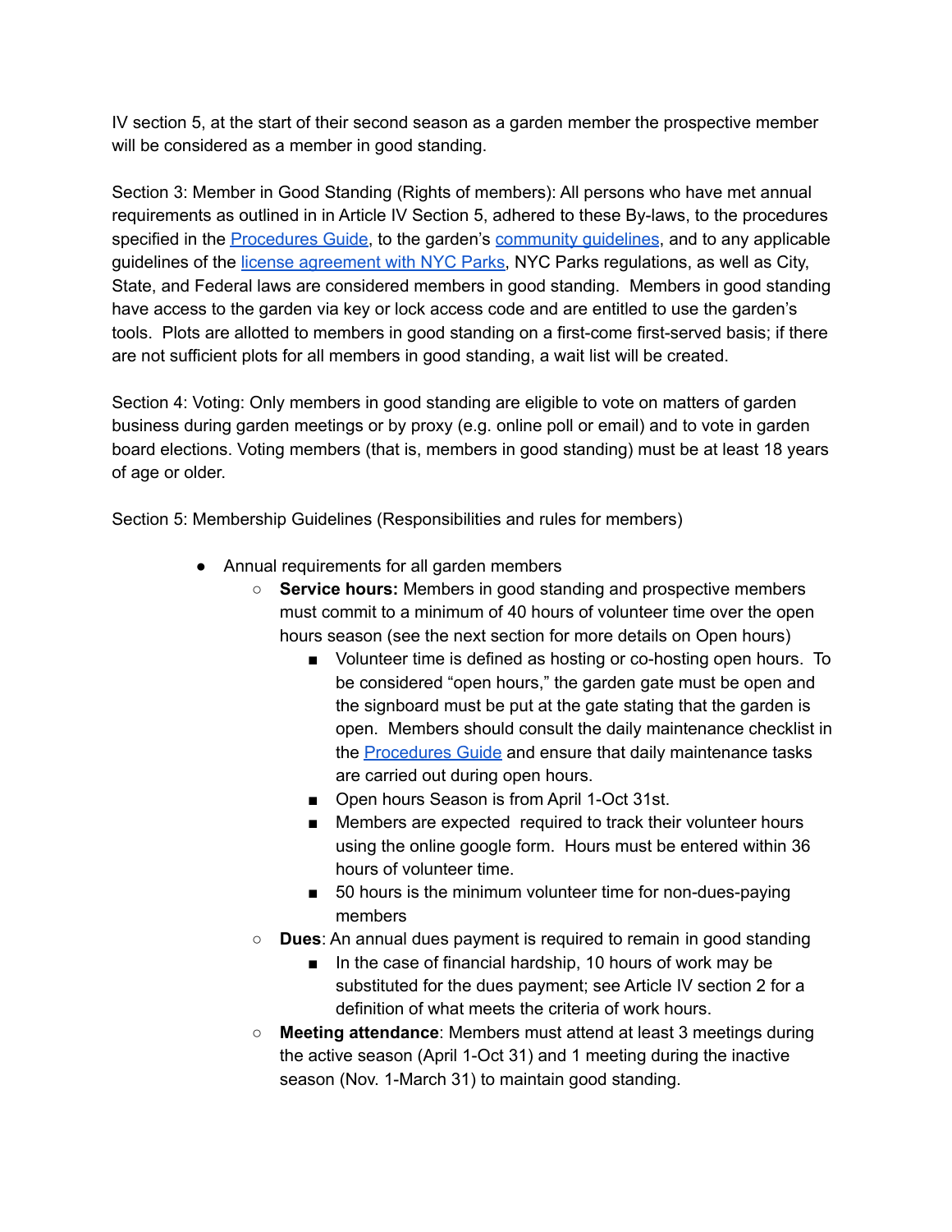IV section 5, at the start of their second season as a garden member the prospective member will be considered as a member in good standing.

Section 3: Member in Good Standing (Rights of members): All persons who have met annual requirements as outlined in in Article IV Section 5, adhered to these By-laws, to the procedures specified in the Procedures Guide, to the garden's community guidelines, and to any applicable guidelines of the license agreement with NYC Parks, NYC Parks regulations, as well as City, State, and Federal laws are considered members in good standing. Members in good standing have access to the garden via key or lock access code and are entitled to use the garden's tools. Plots are allotted to members in good standing on a first-come first-served basis; if there are not sufficient plots for all members in good standing, a wait list will be created.

Section 4: Voting: Only members in good standing are eligible to vote on matters of garden business during garden meetings or by proxy (e.g. online poll or email) and to vote in garden board elections. Voting members (that is, members in good standing) must be at least 18 years of age or older.

Section 5: Membership Guidelines (Responsibilities and rules for members)

- Annual requirements for all garden members
  - **Service hours:** Members in good standing and prospective members must commit to a minimum of 40 hours of volunteer time over the open hours season (see the next section for more details on Open hours)
    - Volunteer time is defined as hosting or co-hosting open hours. To be considered "open hours," the garden gate must be open and the signboard must be put at the gate stating that the garden is open. Members should consult the daily maintenance checklist in the Procedures Guide and ensure that daily maintenance tasks are carried out during open hours.
    - Open hours Season is from April 1-Oct 31st.
    - Members are expected required to track their volunteer hours using the online google form. Hours must be entered within 36 hours of volunteer time.
    - 50 hours is the minimum volunteer time for non-dues-paying members
  - **Dues**: An annual dues payment is required to remain in good standing
    - In the case of financial hardship, 10 hours of work may be substituted for the dues payment; see Article IV section 2 for a definition of what meets the criteria of work hours.
  - **Meeting attendance**: Members must attend at least 3 meetings during the active season (April 1-Oct 31) and 1 meeting during the inactive season (Nov. 1-March 31) to maintain good standing.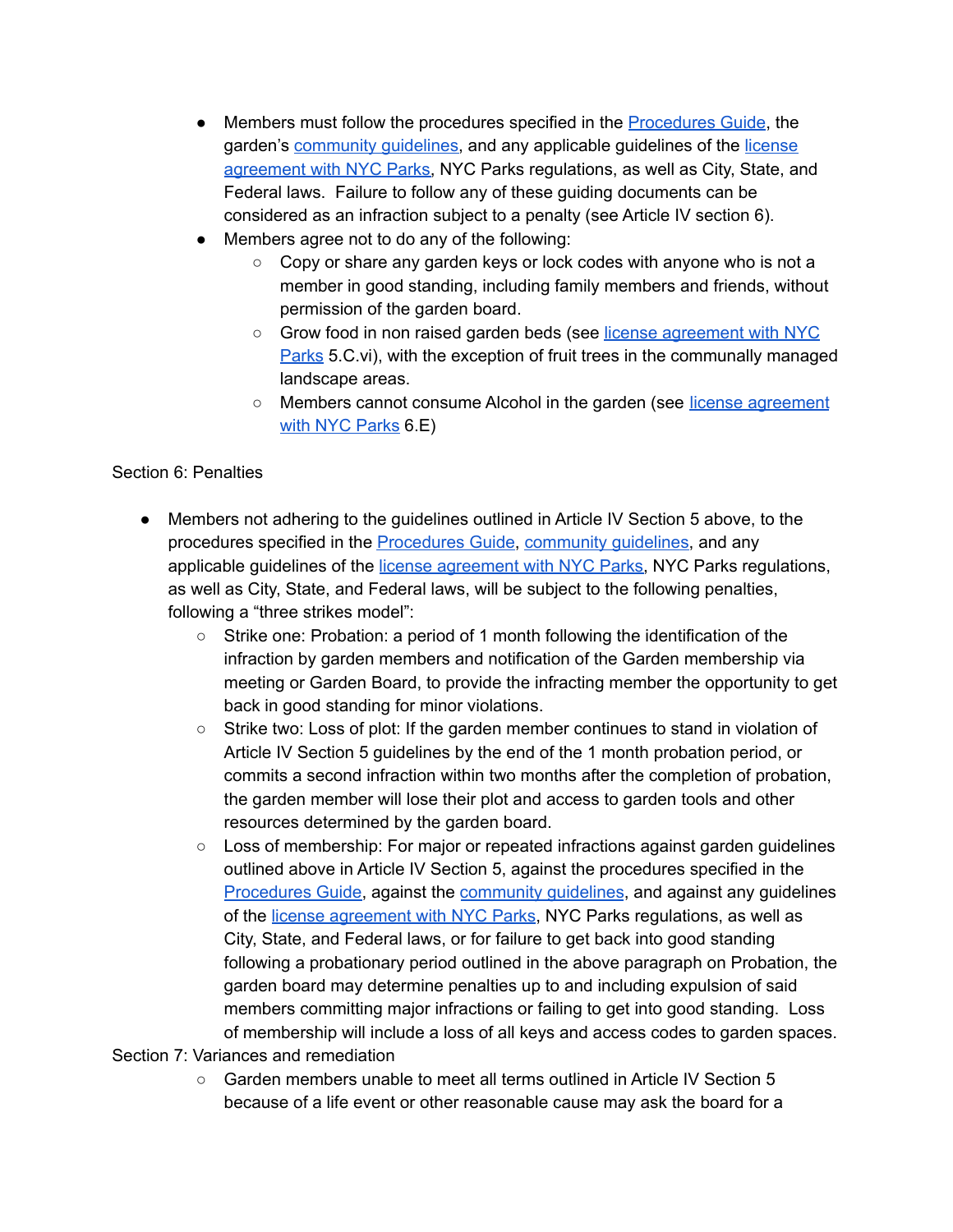- Members must follow the procedures specified in the Procedures Guide, the garden's community guidelines, and any applicable guidelines of the license agreement with NYC Parks, NYC Parks regulations, as well as City, State, and Federal laws. Failure to follow any of these guiding documents can be considered as an infraction subject to a penalty (see Article IV section 6).
- Members agree not to do any of the following:
    - Copy or share any garden keys or lock codes with anyone who is not a member in good standing, including family members and friends, without permission of the garden board.
    - Grow food in non raised garden beds (see license agreement with NYC Parks 5.C.vi), with the exception of fruit trees in the communally managed landscape areas.
    - Members cannot consume Alcohol in the garden (see license agreement with NYC Parks 6.E)

Section 6: Penalties

- Members not adhering to the guidelines outlined in Article IV Section 5 above, to the procedures specified in the Procedures Guide, community guidelines, and any applicable guidelines of the license agreement with NYC Parks, NYC Parks regulations, as well as City, State, and Federal laws, will be subject to the following penalties, following a "three strikes model":
    - Strike one: Probation: a period of 1 month following the identification of the infraction by garden members and notification of the Garden membership via meeting or Garden Board, to provide the infracting member the opportunity to get back in good standing for minor violations.
    - Strike two: Loss of plot: If the garden member continues to stand in violation of Article IV Section 5 guidelines by the end of the 1 month probation period, or commits a second infraction within two months after the completion of probation, the garden member will lose their plot and access to garden tools and other resources determined by the garden board.
    - Loss of membership: For major or repeated infractions against garden guidelines outlined above in Article IV Section 5, against the procedures specified in the Procedures Guide, against the community guidelines, and against any guidelines of the license agreement with NYC Parks, NYC Parks regulations, as well as City, State, and Federal laws, or for failure to get back into good standing following a probationary period outlined in the above paragraph on Probation, the garden board may determine penalties up to and including expulsion of said members committing major infractions or failing to get into good standing. Loss of membership will include a loss of all keys and access codes to garden spaces.

Section 7: Variances and remediation

- Garden members unable to meet all terms outlined in Article IV Section 5 because of a life event or other reasonable cause may ask the board for a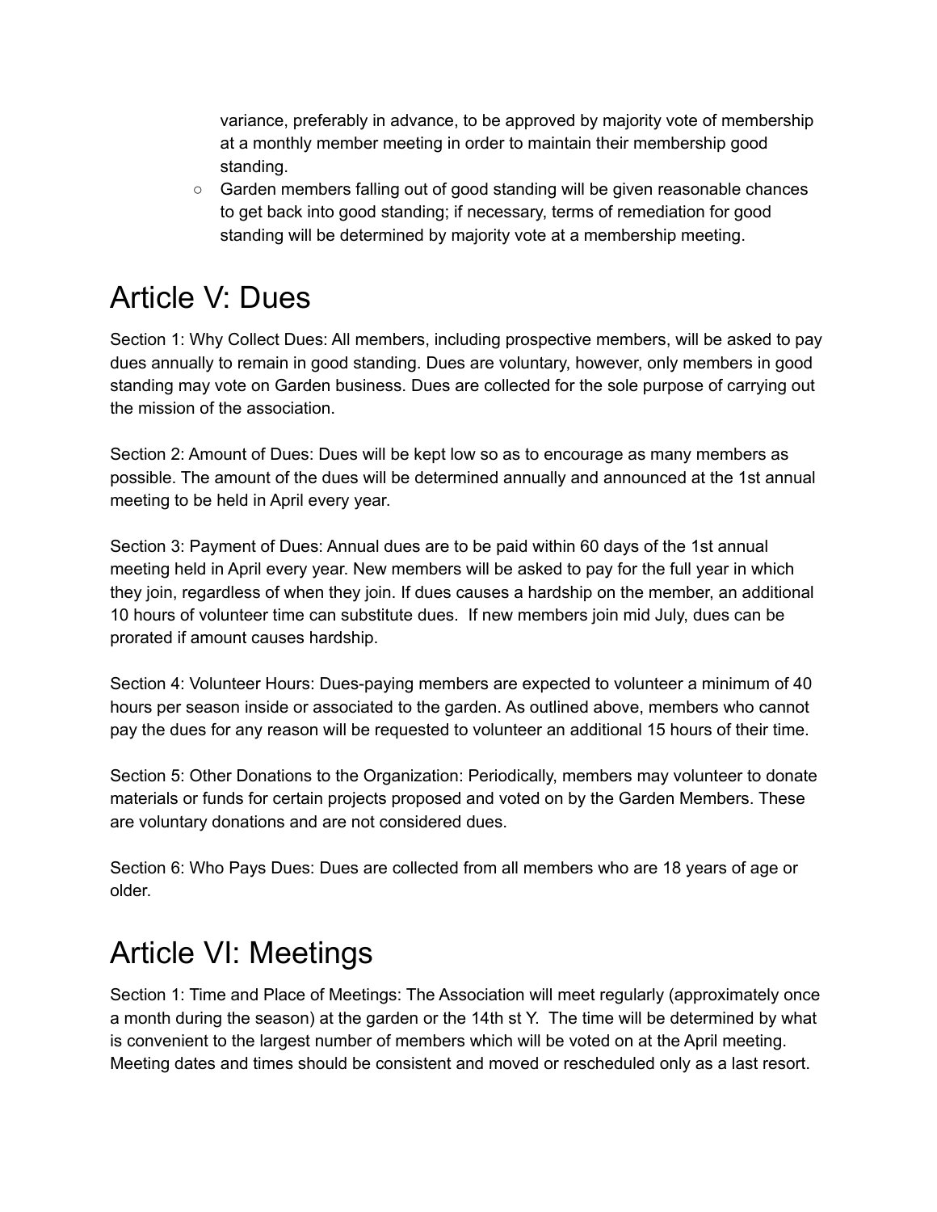variance, preferably in advance, to be approved by majority vote of membership at a monthly member meeting in order to maintain their membership good standing.
  - Garden members falling out of good standing will be given reasonable chances to get back into good standing; if necessary, terms of remediation for good standing will be determined by majority vote at a membership meeting.

# Article V: Dues

Section 1: Why Collect Dues: All members, including prospective members, will be asked to pay dues annually to remain in good standing. Dues are voluntary, however, only members in good standing may vote on Garden business. Dues are collected for the sole purpose of carrying out the mission of the association.

Section 2: Amount of Dues: Dues will be kept low so as to encourage as many members as possible. The amount of the dues will be determined annually and announced at the 1st annual meeting to be held in April every year.

Section 3: Payment of Dues: Annual dues are to be paid within 60 days of the 1st annual meeting held in April every year. New members will be asked to pay for the full year in which they join, regardless of when they join. If dues causes a hardship on the member, an additional 10 hours of volunteer time can substitute dues. If new members join mid July, dues can be prorated if amount causes hardship.

Section 4: Volunteer Hours: Dues-paying members are expected to volunteer a minimum of 40 hours per season inside or associated to the garden. As outlined above, members who cannot pay the dues for any reason will be requested to volunteer an additional 15 hours of their time.

Section 5: Other Donations to the Organization: Periodically, members may volunteer to donate materials or funds for certain projects proposed and voted on by the Garden Members. These are voluntary donations and are not considered dues.

Section 6: Who Pays Dues: Dues are collected from all members who are 18 years of age or older.

# Article VI: Meetings

Section 1: Time and Place of Meetings: The Association will meet regularly (approximately once a month during the season) at the garden or the 14th st Y. The time will be determined by what is convenient to the largest number of members which will be voted on at the April meeting. Meeting dates and times should be consistent and moved or rescheduled only as a last resort.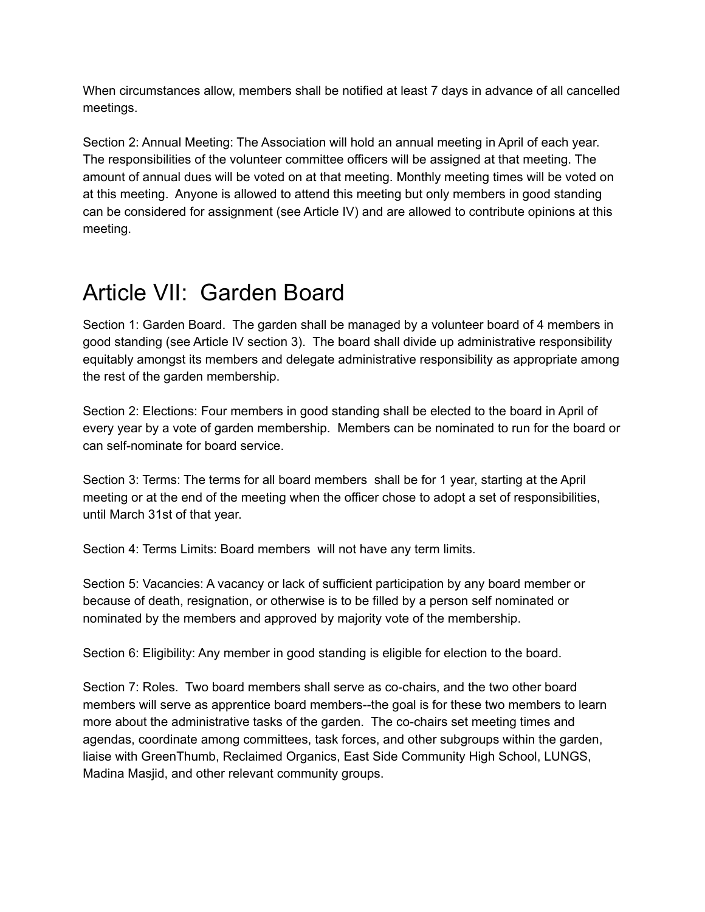When circumstances allow, members shall be notified at least 7 days in advance of all cancelled meetings.

Section 2: Annual Meeting: The Association will hold an annual meeting in April of each year. The responsibilities of the volunteer committee officers will be assigned at that meeting. The amount of annual dues will be voted on at that meeting. Monthly meeting times will be voted on at this meeting. Anyone is allowed to attend this meeting but only members in good standing can be considered for assignment (see Article IV) and are allowed to contribute opinions at this meeting.

# Article VII: Garden Board

Section 1: Garden Board. The garden shall be managed by a volunteer board of 4 members in good standing (see Article IV section 3). The board shall divide up administrative responsibility equitably amongst its members and delegate administrative responsibility as appropriate among the rest of the garden membership.

Section 2: Elections: Four members in good standing shall be elected to the board in April of every year by a vote of garden membership. Members can be nominated to run for the board or can self-nominate for board service.

Section 3: Terms: The terms for all board members shall be for 1 year, starting at the April meeting or at the end of the meeting when the officer chose to adopt a set of responsibilities, until March 31st of that year.

Section 4: Terms Limits: Board members will not have any term limits.

Section 5: Vacancies: A vacancy or lack of sufficient participation by any board member or because of death, resignation, or otherwise is to be filled by a person self nominated or nominated by the members and approved by majority vote of the membership.

Section 6: Eligibility: Any member in good standing is eligible for election to the board.

Section 7: Roles. Two board members shall serve as co-chairs, and the two other board members will serve as apprentice board members--the goal is for these two members to learn more about the administrative tasks of the garden. The co-chairs set meeting times and agendas, coordinate among committees, task forces, and other subgroups within the garden, liaise with GreenThumb, Reclaimed Organics, East Side Community High School, LUNGS, Madina Masjid, and other relevant community groups.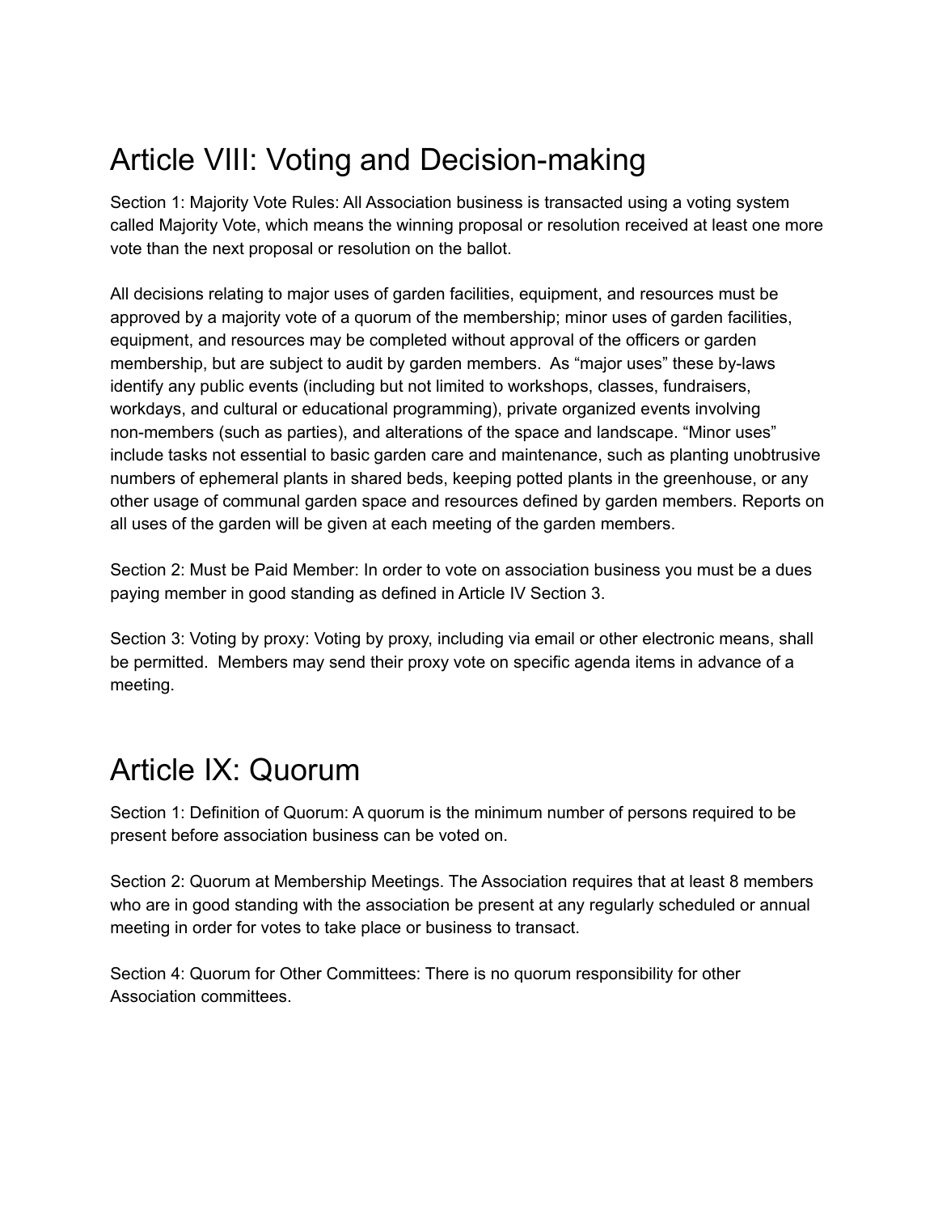# Article VIII: Voting and Decision-making

Section 1: Majority Vote Rules: All Association business is transacted using a voting system called Majority Vote, which means the winning proposal or resolution received at least one more vote than the next proposal or resolution on the ballot.

All decisions relating to major uses of garden facilities, equipment, and resources must be approved by a majority vote of a quorum of the membership; minor uses of garden facilities, equipment, and resources may be completed without approval of the officers or garden membership, but are subject to audit by garden members. As "major uses" these by-laws identify any public events (including but not limited to workshops, classes, fundraisers, workdays, and cultural or educational programming), private organized events involving non-members (such as parties), and alterations of the space and landscape. "Minor uses" include tasks not essential to basic garden care and maintenance, such as planting unobtrusive numbers of ephemeral plants in shared beds, keeping potted plants in the greenhouse, or any other usage of communal garden space and resources defined by garden members. Reports on all uses of the garden will be given at each meeting of the garden members.

Section 2: Must be Paid Member: In order to vote on association business you must be a dues paying member in good standing as defined in Article IV Section 3.

Section 3: Voting by proxy: Voting by proxy, including via email or other electronic means, shall be permitted. Members may send their proxy vote on specific agenda items in advance of a meeting.

# Article IX: Quorum

Section 1: Definition of Quorum: A quorum is the minimum number of persons required to be present before association business can be voted on.

Section 2: Quorum at Membership Meetings. The Association requires that at least 8 members who are in good standing with the association be present at any regularly scheduled or annual meeting in order for votes to take place or business to transact.

Section 4: Quorum for Other Committees: There is no quorum responsibility for other Association committees.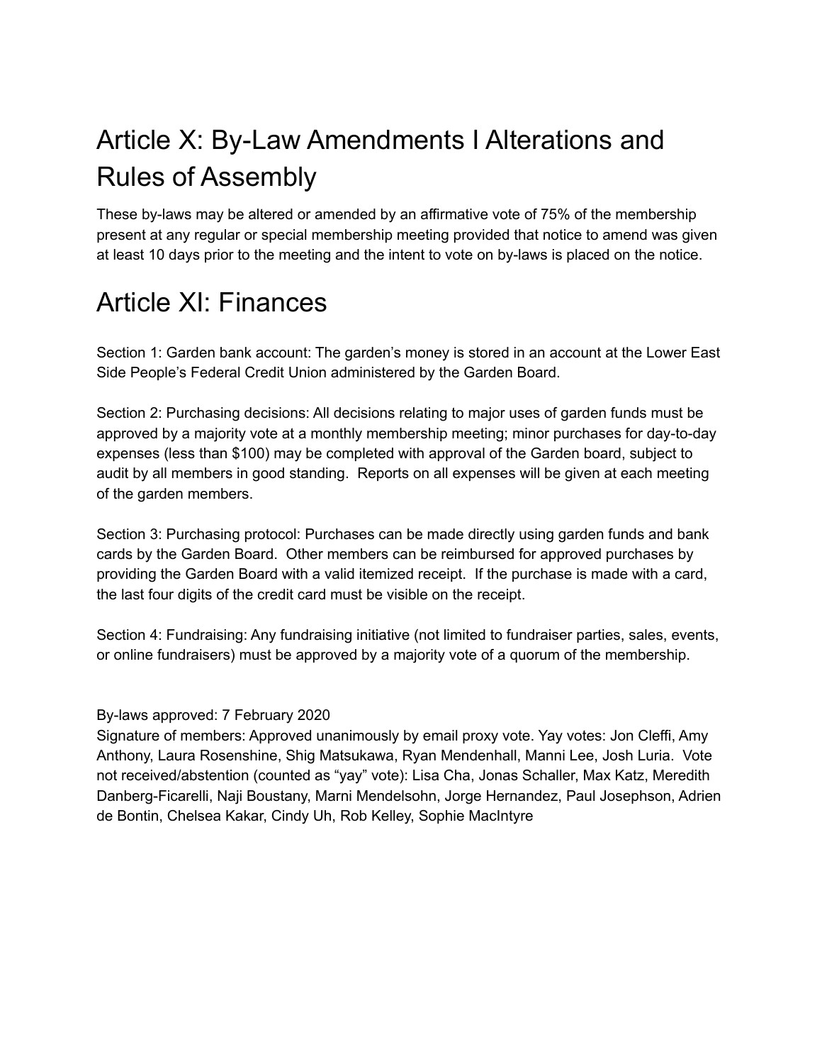# Article X: By-Law Amendments I Alterations and Rules of Assembly

These by-laws may be altered or amended by an affirmative vote of 75% of the membership present at any regular or special membership meeting provided that notice to amend was given at least 10 days prior to the meeting and the intent to vote on by-laws is placed on the notice.

# Article XI: Finances

Section 1: Garden bank account: The garden's money is stored in an account at the Lower East Side People's Federal Credit Union administered by the Garden Board.

Section 2: Purchasing decisions: All decisions relating to major uses of garden funds must be approved by a majority vote at a monthly membership meeting; minor purchases for day-to-day expenses (less than $100) may be completed with approval of the Garden board, subject to audit by all members in good standing. Reports on all expenses will be given at each meeting of the garden members.

Section 3: Purchasing protocol: Purchases can be made directly using garden funds and bank cards by the Garden Board. Other members can be reimbursed for approved purchases by providing the Garden Board with a valid itemized receipt. If the purchase is made with a card, the last four digits of the credit card must be visible on the receipt.

Section 4: Fundraising: Any fundraising initiative (not limited to fundraiser parties, sales, events, or online fundraisers) must be approved by a majority vote of a quorum of the membership.

By-laws approved: 7 February 2020
Signature of members: Approved unanimously by email proxy vote. Yay votes: Jon Cleffi, Amy Anthony, Laura Rosenshine, Shig Matsukawa, Ryan Mendenhall, Manni Lee, Josh Luria. Vote not received/abstention (counted as "yay" vote): Lisa Cha, Jonas Schaller, Max Katz, Meredith Danberg-Ficarelli, Naji Boustany, Marni Mendelsohn, Jorge Hernandez, Paul Josephson, Adrien de Bontin, Chelsea Kakar, Cindy Uh, Rob Kelley, Sophie MacIntyre